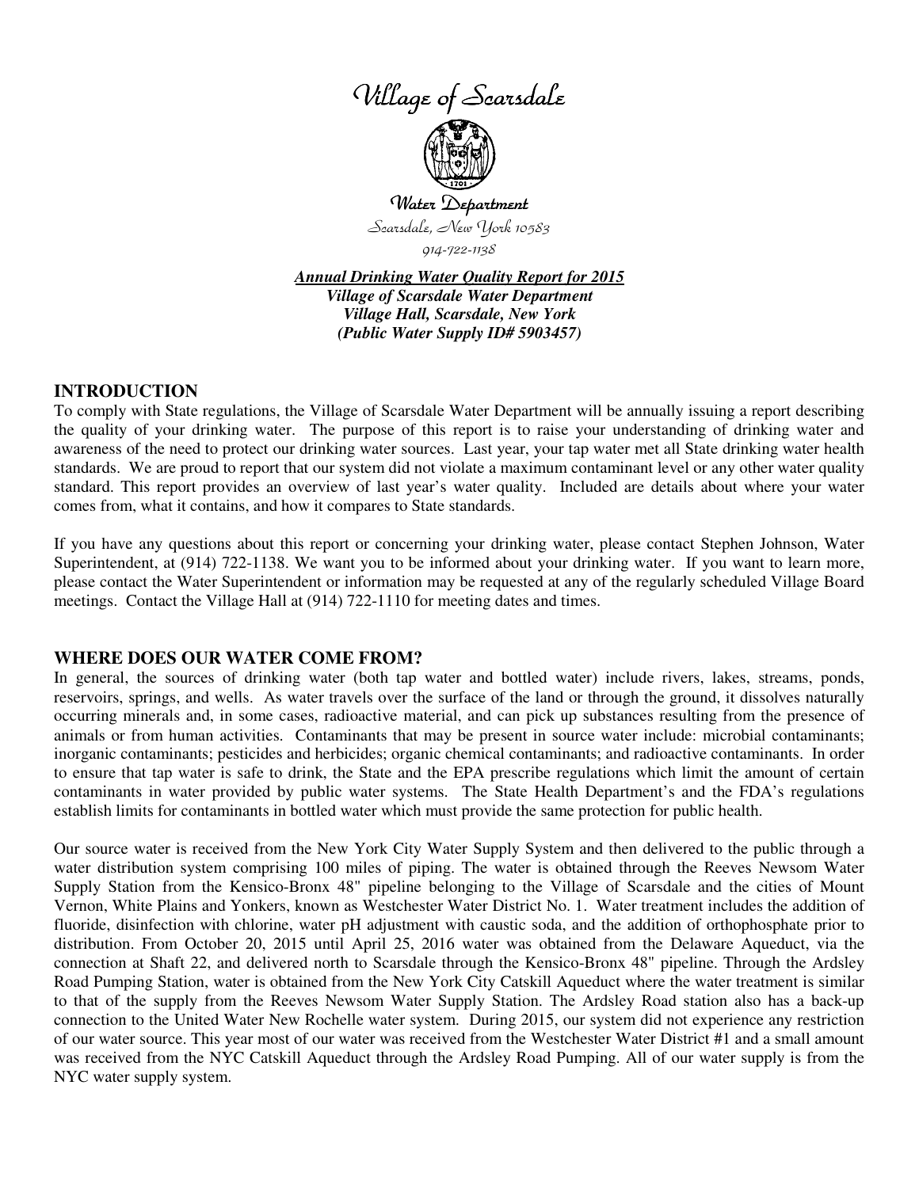# Village of Scarsdale

## Water Department

Scarsdale, New York 10583

914-722-1138

***Annual Drinking Water Quality Report for 2015***
***Village of Scarsdale Water Department***
***Village Hall, Scarsdale, New York***
***(Public Water Supply ID# 5903457)***

## INTRODUCTION

To comply with State regulations, the Village of Scarsdale Water Department will be annually issuing a report describing the quality of your drinking water. The purpose of this report is to raise your understanding of drinking water and awareness of the need to protect our drinking water sources. Last year, your tap water met all State drinking water health standards. We are proud to report that our system did not violate a maximum contaminant level or any other water quality standard. This report provides an overview of last year's water quality. Included are details about where your water comes from, what it contains, and how it compares to State standards.

If you have any questions about this report or concerning your drinking water, please contact Stephen Johnson, Water Superintendent, at (914) 722-1138. We want you to be informed about your drinking water. If you want to learn more, please contact the Water Superintendent or information may be requested at any of the regularly scheduled Village Board meetings. Contact the Village Hall at (914) 722-1110 for meeting dates and times.

## WHERE DOES OUR WATER COME FROM?

In general, the sources of drinking water (both tap water and bottled water) include rivers, lakes, streams, ponds, reservoirs, springs, and wells. As water travels over the surface of the land or through the ground, it dissolves naturally occurring minerals and, in some cases, radioactive material, and can pick up substances resulting from the presence of animals or from human activities. Contaminants that may be present in source water include: microbial contaminants; inorganic contaminants; pesticides and herbicides; organic chemical contaminants; and radioactive contaminants. In order to ensure that tap water is safe to drink, the State and the EPA prescribe regulations which limit the amount of certain contaminants in water provided by public water systems. The State Health Department's and the FDA's regulations establish limits for contaminants in bottled water which must provide the same protection for public health.

Our source water is received from the New York City Water Supply System and then delivered to the public through a water distribution system comprising 100 miles of piping. The water is obtained through the Reeves Newsom Water Supply Station from the Kensico-Bronx 48" pipeline belonging to the Village of Scarsdale and the cities of Mount Vernon, White Plains and Yonkers, known as Westchester Water District No. 1. Water treatment includes the addition of fluoride, disinfection with chlorine, water pH adjustment with caustic soda, and the addition of orthophosphate prior to distribution. From October 20, 2015 until April 25, 2016 water was obtained from the Delaware Aqueduct, via the connection at Shaft 22, and delivered north to Scarsdale through the Kensico-Bronx 48" pipeline. Through the Ardsley Road Pumping Station, water is obtained from the New York City Catskill Aqueduct where the water treatment is similar to that of the supply from the Reeves Newsom Water Supply Station. The Ardsley Road station also has a back-up connection to the United Water New Rochelle water system. During 2015, our system did not experience any restriction of our water source. This year most of our water was received from the Westchester Water District #1 and a small amount was received from the NYC Catskill Aqueduct through the Ardsley Road Pumping. All of our water supply is from the NYC water supply system.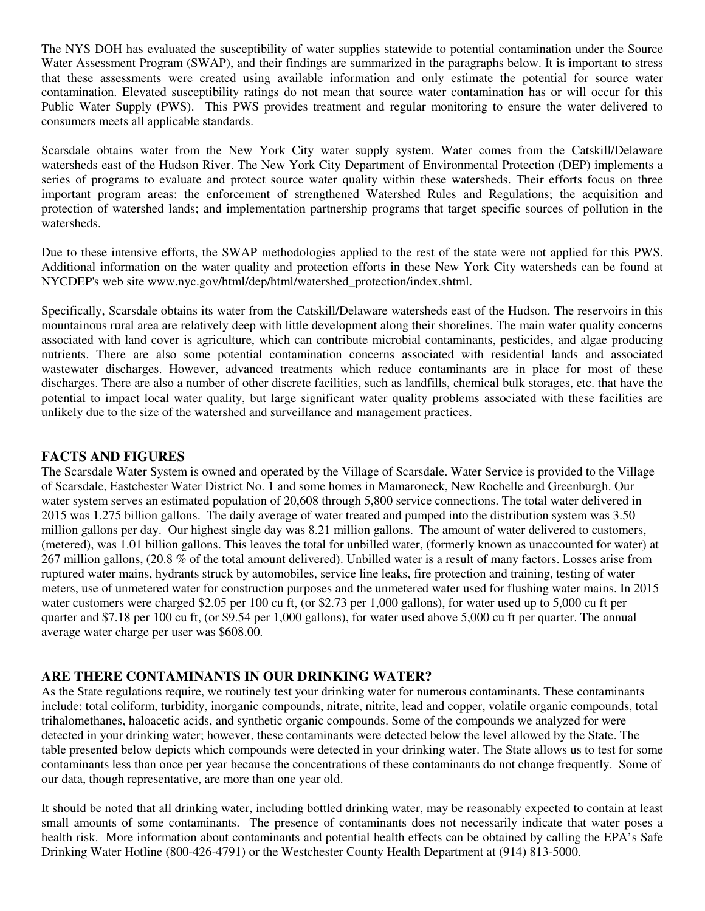The NYS DOH has evaluated the susceptibility of water supplies statewide to potential contamination under the Source Water Assessment Program (SWAP), and their findings are summarized in the paragraphs below. It is important to stress that these assessments were created using available information and only estimate the potential for source water contamination. Elevated susceptibility ratings do not mean that source water contamination has or will occur for this Public Water Supply (PWS). This PWS provides treatment and regular monitoring to ensure the water delivered to consumers meets all applicable standards.

Scarsdale obtains water from the New York City water supply system. Water comes from the Catskill/Delaware watersheds east of the Hudson River. The New York City Department of Environmental Protection (DEP) implements a series of programs to evaluate and protect source water quality within these watersheds. Their efforts focus on three important program areas: the enforcement of strengthened Watershed Rules and Regulations; the acquisition and protection of watershed lands; and implementation partnership programs that target specific sources of pollution in the watersheds.

Due to these intensive efforts, the SWAP methodologies applied to the rest of the state were not applied for this PWS. Additional information on the water quality and protection efforts in these New York City watersheds can be found at NYCDEP's web site www.nyc.gov/html/dep/html/watershed_protection/index.shtml.

Specifically, Scarsdale obtains its water from the Catskill/Delaware watersheds east of the Hudson. The reservoirs in this mountainous rural area are relatively deep with little development along their shorelines. The main water quality concerns associated with land cover is agriculture, which can contribute microbial contaminants, pesticides, and algae producing nutrients. There are also some potential contamination concerns associated with residential lands and associated wastewater discharges. However, advanced treatments which reduce contaminants are in place for most of these discharges. There are also a number of other discrete facilities, such as landfills, chemical bulk storages, etc. that have the potential to impact local water quality, but large significant water quality problems associated with these facilities are unlikely due to the size of the watershed and surveillance and management practices.

## FACTS AND FIGURES

The Scarsdale Water System is owned and operated by the Village of Scarsdale. Water Service is provided to the Village of Scarsdale, Eastchester Water District No. 1 and some homes in Mamaroneck, New Rochelle and Greenburgh. Our water system serves an estimated population of 20,608 through 5,800 service connections. The total water delivered in 2015 was 1.275 billion gallons. The daily average of water treated and pumped into the distribution system was 3.50 million gallons per day. Our highest single day was 8.21 million gallons. The amount of water delivered to customers, (metered), was 1.01 billion gallons. This leaves the total for unbilled water, (formerly known as unaccounted for water) at 267 million gallons, (20.8 % of the total amount delivered). Unbilled water is a result of many factors. Losses arise from ruptured water mains, hydrants struck by automobiles, service line leaks, fire protection and training, testing of water meters, use of unmetered water for construction purposes and the unmetered water used for flushing water mains. In 2015 water customers were charged $2.05 per 100 cu ft, (or $2.73 per 1,000 gallons), for water used up to 5,000 cu ft per quarter and $7.18 per 100 cu ft, (or $9.54 per 1,000 gallons), for water used above 5,000 cu ft per quarter. The annual average water charge per user was $608.00.

## ARE THERE CONTAMINANTS IN OUR DRINKING WATER?

As the State regulations require, we routinely test your drinking water for numerous contaminants. These contaminants include: total coliform, turbidity, inorganic compounds, nitrate, nitrite, lead and copper, volatile organic compounds, total trihalomethanes, haloacetic acids, and synthetic organic compounds. Some of the compounds we analyzed for were detected in your drinking water; however, these contaminants were detected below the level allowed by the State. The table presented below depicts which compounds were detected in your drinking water. The State allows us to test for some contaminants less than once per year because the concentrations of these contaminants do not change frequently. Some of our data, though representative, are more than one year old.

It should be noted that all drinking water, including bottled drinking water, may be reasonably expected to contain at least small amounts of some contaminants. The presence of contaminants does not necessarily indicate that water poses a health risk. More information about contaminants and potential health effects can be obtained by calling the EPA's Safe Drinking Water Hotline (800-426-4791) or the Westchester County Health Department at (914) 813-5000.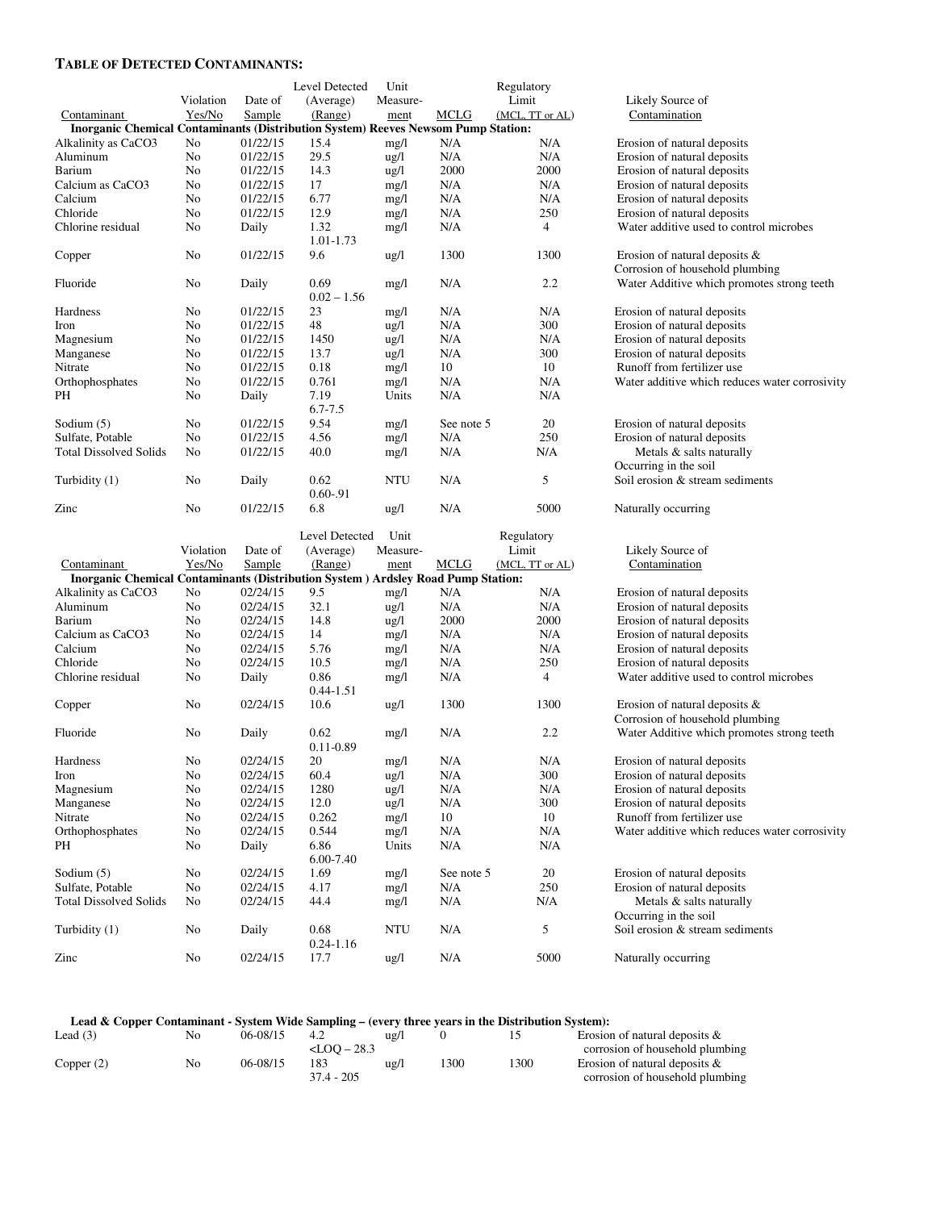**TABLE OF DETECTED CONTAMINANTS:**

| Contaminant | Violation Yes/No | Date of Sample | Level Detected (Average) (Range) | Unit Measurement | MCLG | Regulatory Limit (MCL, TT or AL) | Likely Source of Contamination |
|---|---|---|---|---|---|---|---|
| **Inorganic Chemical Contaminants (Distribution System) Reeves Newsom Pump Station:** | | | | | | | |
| Alkalinity as CaCO3 | No | 01/22/15 | 15.4 | mg/l | N/A | N/A | Erosion of natural deposits |
| Aluminum | No | 01/22/15 | 29.5 | ug/l | N/A | N/A | Erosion of natural deposits |
| Barium | No | 01/22/15 | 14.3 | ug/l | 2000 | 2000 | Erosion of natural deposits |
| Calcium as CaCO3 | No | 01/22/15 | 17 | mg/l | N/A | N/A | Erosion of natural deposits |
| Calcium | No | 01/22/15 | 6.77 | mg/l | N/A | N/A | Erosion of natural deposits |
| Chloride | No | 01/22/15 | 12.9 | mg/l | N/A | 250 | Erosion of natural deposits |
| Chlorine residual | No | Daily | 1.32<br>1.01-1.73 | mg/l | N/A | 4 | Water additive used to control microbes |
| Copper | No | 01/22/15 | 9.6 | ug/l | 1300 | 1300 | Erosion of natural deposits & Corrosion of household plumbing |
| Fluoride | No | Daily | 0.69<br>0.02 – 1.56 | mg/l | N/A | 2.2 | Water Additive which promotes strong teeth |
| Hardness | No | 01/22/15 | 23 | mg/l | N/A | N/A | Erosion of natural deposits |
| Iron | No | 01/22/15 | 48 | ug/l | N/A | 300 | Erosion of natural deposits |
| Magnesium | No | 01/22/15 | 1450 | ug/l | N/A | N/A | Erosion of natural deposits |
| Manganese | No | 01/22/15 | 13.7 | ug/l | N/A | 300 | Erosion of natural deposits |
| Nitrate | No | 01/22/15 | 0.18 | mg/l | 10 | 10 | Runoff from fertilizer use |
| Orthophosphates | No | 01/22/15 | 0.761 | mg/l | N/A | N/A | Water additive which reduces water corrosivity |
| PH | No | Daily | 7.19<br>6.7-7.5 | Units | N/A | N/A | |
| Sodium (5) | No | 01/22/15 | 9.54 | mg/l | See note 5 | 20 | Erosion of natural deposits |
| Sulfate, Potable | No | 01/22/15 | 4.56 | mg/l | N/A | 250 | Erosion of natural deposits |
| Total Dissolved Solids | No | 01/22/15 | 40.0 | mg/l | N/A | N/A | Metals & salts naturally Occurring in the soil |
| Turbidity (1) | No | Daily | 0.62<br>0.60-.91 | NTU | N/A | 5 | Soil erosion & stream sediments |
| Zinc | No | 01/22/15 | 6.8 | ug/l | N/A | 5000 | Naturally occurring |

| Contaminant | Violation Yes/No | Date of Sample | Level Detected (Average) (Range) | Unit Measurement | MCLG | Regulatory Limit (MCL, TT or AL) | Likely Source of Contamination |
|---|---|---|---|---|---|---|---|
| **Inorganic Chemical Contaminants (Distribution System ) Ardsley Road Pump Station:** | | | | | | | |
| Alkalinity as CaCO3 | No | 02/24/15 | 9.5 | mg/l | N/A | N/A | Erosion of natural deposits |
| Aluminum | No | 02/24/15 | 32.1 | ug/l | N/A | N/A | Erosion of natural deposits |
| Barium | No | 02/24/15 | 14.8 | ug/l | 2000 | 2000 | Erosion of natural deposits |
| Calcium as CaCO3 | No | 02/24/15 | 14 | mg/l | N/A | N/A | Erosion of natural deposits |
| Calcium | No | 02/24/15 | 5.76 | mg/l | N/A | N/A | Erosion of natural deposits |
| Chloride | No | 02/24/15 | 10.5 | mg/l | N/A | 250 | Erosion of natural deposits |
| Chlorine residual | No | Daily | 0.86<br>0.44-1.51 | mg/l | N/A | 4 | Water additive used to control microbes |
| Copper | No | 02/24/15 | 10.6 | ug/l | 1300 | 1300 | Erosion of natural deposits & Corrosion of household plumbing |
| Fluoride | No | Daily | 0.62<br>0.11-0.89 | mg/l | N/A | 2.2 | Water Additive which promotes strong teeth |
| Hardness | No | 02/24/15 | 20 | mg/l | N/A | N/A | Erosion of natural deposits |
| Iron | No | 02/24/15 | 60.4 | ug/l | N/A | 300 | Erosion of natural deposits |
| Magnesium | No | 02/24/15 | 1280 | ug/l | N/A | N/A | Erosion of natural deposits |
| Manganese | No | 02/24/15 | 12.0 | ug/l | N/A | 300 | Erosion of natural deposits |
| Nitrate | No | 02/24/15 | 0.262 | mg/l | 10 | 10 | Runoff from fertilizer use |
| Orthophosphates | No | 02/24/15 | 0.544 | mg/l | N/A | N/A | Water additive which reduces water corrosivity |
| PH | No | Daily | 6.86<br>6.00-7.40 | Units | N/A | N/A | |
| Sodium (5) | No | 02/24/15 | 1.69 | mg/l | See note 5 | 20 | Erosion of natural deposits |
| Sulfate, Potable | No | 02/24/15 | 4.17 | mg/l | N/A | 250 | Erosion of natural deposits |
| Total Dissolved Solids | No | 02/24/15 | 44.4 | mg/l | N/A | N/A | Metals & salts naturally Occurring in the soil |
| Turbidity (1) | No | Daily | 0.68<br>0.24-1.16 | NTU | N/A | 5 | Soil erosion & stream sediments |
| Zinc | No | 02/24/15 | 17.7 | ug/l | N/A | 5000 | Naturally occurring |

**Lead & Copper Contaminant - System Wide Sampling – (every three years in the Distribution System):**

| Contaminant | Violation Yes/No | Date of Sample | Level Detected (Average) (Range) | Unit Measurement | MCLG | Regulatory Limit (MCL, TT or AL) | Likely Source of Contamination |
|---|---|---|---|---|---|---|---|
| Lead (3) | No | 06-08/15 | 4.2<br><LOQ – 28.3 | ug/l | 0 | 15 | Erosion of natural deposits & corrosion of household plumbing |
| Copper (2) | No | 06-08/15 | 183<br>37.4 - 205 | ug/l | 1300 | 1300 | Erosion of natural deposits & corrosion of household plumbing |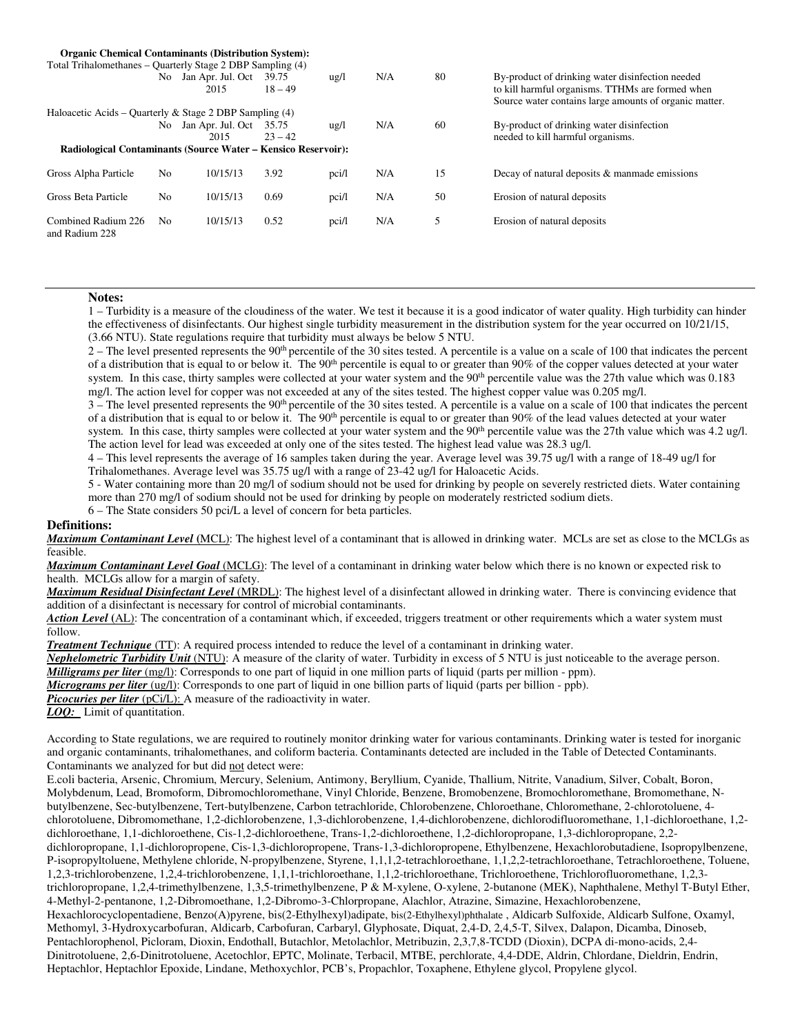| Contaminant | Violation Yes/No | Date of Sample | Level Detected (Avg/Max) (Range) | Unit Measurement | MCLG | Regulatory Limit (MCL, TT or AL) | Likely Source of Contamination |
|---|---|---|---|---|---|---|---|
| **Organic Chemical Contaminants (Distribution System):** | | | | | | | |
| Total Trihalomethanes – Quarterly Stage 2 DBP Sampling (4) | | | | | | | |
| | No | Jan Apr. Jul. Oct 2015 | 39.75<br>18 – 49 | ug/l | N/A | 80 | By-product of drinking water disinfection needed to kill harmful organisms. TTHMs are formed when Source water contains large amounts of organic matter. |
| Haloacetic Acids – Quarterly & Stage 2 DBP Sampling (4) | | | | | | | |
| | No | Jan Apr. Jul. Oct 2015 | 35.75<br>23 – 42 | ug/l | N/A | 60 | By-product of drinking water disinfection needed to kill harmful organisms. |
| **Radiological Contaminants (Source Water – Kensico Reservoir):** | | | | | | | |
| Gross Alpha Particle | No | 10/15/13 | 3.92 | pci/l | N/A | 15 | Decay of natural deposits & manmade emissions |
| Gross Beta Particle | No | 10/15/13 | 0.69 | pci/l | N/A | 50 | Erosion of natural deposits |
| Combined Radium 226 and Radium 228 | No | 10/15/13 | 0.52 | pci/l | N/A | 5 | Erosion of natural deposits |

**Notes:**

1 – Turbidity is a measure of the cloudiness of the water. We test it because it is a good indicator of water quality. High turbidity can hinder the effectiveness of disinfectants. Our highest single turbidity measurement in the distribution system for the year occurred on 10/21/15, (3.66 NTU). State regulations require that turbidity must always be below 5 NTU.

2 – The level presented represents the 90th percentile of the 30 sites tested. A percentile is a value on a scale of 100 that indicates the percent of a distribution that is equal to or below it. The 90th percentile is equal to or greater than 90% of the copper values detected at your water system. In this case, thirty samples were collected at your water system and the 90th percentile value was the 27th value which was 0.183 mg/l. The action level for copper was not exceeded at any of the sites tested. The highest copper value was 0.205 mg/l.

3 – The level presented represents the 90th percentile of the 30 sites tested. A percentile is a value on a scale of 100 that indicates the percent of a distribution that is equal to or below it. The 90th percentile is equal to or greater than 90% of the lead values detected at your water system. In this case, thirty samples were collected at your water system and the 90th percentile value was the 27th value which was 4.2 ug/l. The action level for lead was exceeded at only one of the sites tested. The highest lead value was 28.3 ug/l.

4 – This level represents the average of 16 samples taken during the year. Average level was 39.75 ug/l with a range of 18-49 ug/l for Trihalomethanes. Average level was 35.75 ug/l with a range of 23-42 ug/l for Haloacetic Acids.

5 - Water containing more than 20 mg/l of sodium should not be used for drinking by people on severely restricted diets. Water containing more than 270 mg/l of sodium should not be used for drinking by people on moderately restricted sodium diets.

6 – The State considers 50 pci/L a level of concern for beta particles.

## Definitions:

***Maximum Contaminant Level*** **(**MCL): The highest level of a contaminant that is allowed in drinking water. MCLs are set as close to the MCLGs as feasible.

***Maximum Contaminant Level Goal*** (MCLG): The level of a contaminant in drinking water below which there is no known or expected risk to health. MCLGs allow for a margin of safety.

***Maximum Residual Disinfectant Level*** (MRDL): The highest level of a disinfectant allowed in drinking water. There is convincing evidence that addition of a disinfectant is necessary for control of microbial contaminants.

***Action Level*** (AL): The concentration of a contaminant which, if exceeded, triggers treatment or other requirements which a water system must follow.

***Treatment Technique*** (TT): A required process intended to reduce the level of a contaminant in drinking water.

***Nephelometric Turbidity Unit*** (NTU): A measure of the clarity of water. Turbidity in excess of 5 NTU is just noticeable to the average person.

***Milligrams per liter*** (mg/l): Corresponds to one part of liquid in one million parts of liquid (parts per million - ppm).

***Micrograms per liter*** (ug/l): Corresponds to one part of liquid in one billion parts of liquid (parts per billion - ppb).

***Picocuries per liter*** (pCi/L): A measure of the radioactivity in water.

***LOQ:*** Limit of quantitation.

According to State regulations, we are required to routinely monitor drinking water for various contaminants. Drinking water is tested for inorganic and organic contaminants, trihalomethanes, and coliform bacteria. Contaminants detected are included in the Table of Detected Contaminants. Contaminants we analyzed for but did not detect were:

E.coli bacteria, Arsenic, Chromium, Mercury, Selenium, Antimony, Beryllium, Cyanide, Thallium, Nitrite, Vanadium, Silver, Cobalt, Boron, Molybdenum, Lead, Bromoform, Dibromochloromethane, Vinyl Chloride, Benzene, Bromobenzene, Bromochloromethane, Bromomethane, N-butylbenzene, Sec-butylbenzene, Tert-butylbenzene, Carbon tetrachloride, Chlorobenzene, Chloroethane, Chloromethane, 2-chlorotoluene, 4-chlorotoluene, Dibromomethane, 1,2-dichlorobenzene, 1,3-dichlorobenzene, 1,4-dichlorobenzene, dichlorodifluoromethane, 1,1-dichloroethane, 1,2-dichloroethane, 1,1-dichloroethene, Cis-1,2-dichloroethene, Trans-1,2-dichloroethene, 1,2-dichloropropane, 1,3-dichloropropane, 2,2-dichloropropane, 1,1-dichloropropene, Cis-1,3-dichloropropene, Trans-1,3-dichloropropene, Ethylbenzene, Hexachlorobutadiene, Isopropylbenzene, P-isopropyltoluene, Methylene chloride, N-propylbenzene, Styrene, 1,1,1,2-tetrachloroethane, 1,1,2,2-tetrachloroethane, Tetrachloroethene, Toluene, 1,2,3-trichlorobenzene, 1,2,4-trichlorobenzene, 1,1,1-trichloroethane, 1,1,2-trichloroethane, Trichloroethene, Trichlorofluoromethane, 1,2,3-trichloropropane, 1,2,4-trimethylbenzene, 1,3,5-trimethylbenzene, P & M-xylene, O-xylene, 2-butanone (MEK), Naphthalene, Methyl T-Butyl Ether, 4-Methyl-2-pentanone, 1,2-Dibromoethane, 1,2-Dibromo-3-Chlorpropane, Alachlor, Atrazine, Simazine, Hexachlorobenzene, Hexachlorocyclopentadiene, Benzo(A)pyrene, bis(2-Ethylhexyl)adipate, bis(2-Ethylhexyl)phthalate , Aldicarb Sulfoxide, Aldicarb Sulfone, Oxamyl, Methomyl, 3-Hydroxycarbofuran, Aldicarb, Carbofuran, Carbaryl, Glyphosate, Diquat, 2,4-D, 2,4,5-T, Silvex, Dalapon, Dicamba, Dinoseb, Pentachlorophenol, Picloram, Dioxin, Endothall, Butachlor, Metolachlor, Metribuzin, 2,3,7,8-TCDD (Dioxin), DCPA di-mono-acids, 2,4-Dinitrotoluene, 2,6-Dinitrotoluene, Acetochlor, EPTC, Molinate, Terbacil, MTBE, perchlorate, 4,4-DDE, Aldrin, Chlordane, Dieldrin, Endrin, Heptachlor, Heptachlor Epoxide, Lindane, Methoxychlor, PCB's, Propachlor, Toxaphene, Ethylene glycol, Propylene glycol.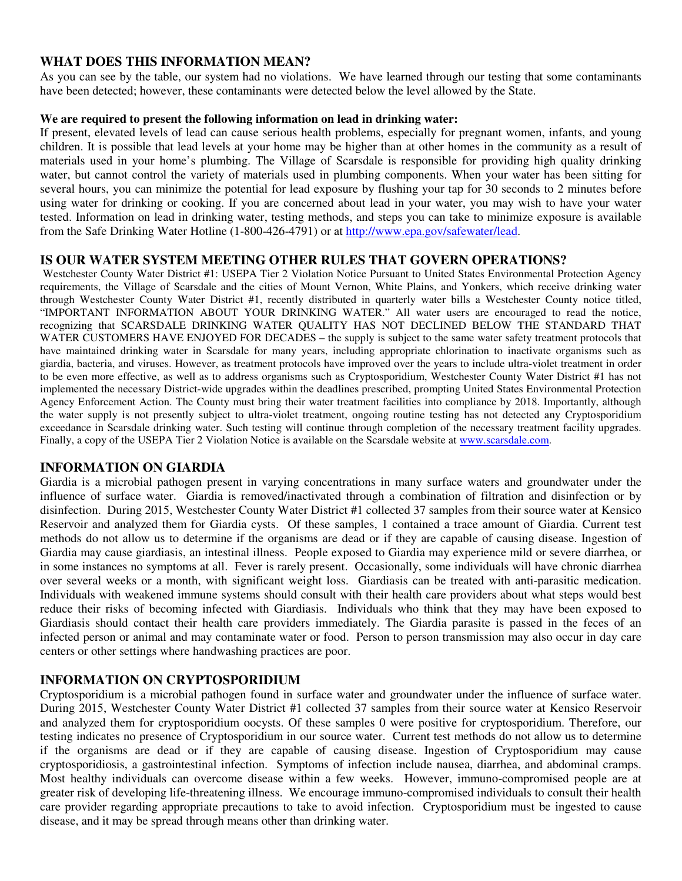## WHAT DOES THIS INFORMATION MEAN?

As you can see by the table, our system had no violations. We have learned through our testing that some contaminants have been detected; however, these contaminants were detected below the level allowed by the State.

**We are required to present the following information on lead in drinking water:**

If present, elevated levels of lead can cause serious health problems, especially for pregnant women, infants, and young children. It is possible that lead levels at your home may be higher than at other homes in the community as a result of materials used in your home's plumbing. The Village of Scarsdale is responsible for providing high quality drinking water, but cannot control the variety of materials used in plumbing components. When your water has been sitting for several hours, you can minimize the potential for lead exposure by flushing your tap for 30 seconds to 2 minutes before using water for drinking or cooking. If you are concerned about lead in your water, you may wish to have your water tested. Information on lead in drinking water, testing methods, and steps you can take to minimize exposure is available from the Safe Drinking Water Hotline (1-800-426-4791) or at http://www.epa.gov/safewater/lead.

## IS OUR WATER SYSTEM MEETING OTHER RULES THAT GOVERN OPERATIONS?

Westchester County Water District #1: USEPA Tier 2 Violation Notice Pursuant to United States Environmental Protection Agency requirements, the Village of Scarsdale and the cities of Mount Vernon, White Plains, and Yonkers, which receive drinking water through Westchester County Water District #1, recently distributed in quarterly water bills a Westchester County notice titled, "IMPORTANT INFORMATION ABOUT YOUR DRINKING WATER." All water users are encouraged to read the notice, recognizing that SCARSDALE DRINKING WATER QUALITY HAS NOT DECLINED BELOW THE STANDARD THAT WATER CUSTOMERS HAVE ENJOYED FOR DECADES – the supply is subject to the same water safety treatment protocols that have maintained drinking water in Scarsdale for many years, including appropriate chlorination to inactivate organisms such as giardia, bacteria, and viruses. However, as treatment protocols have improved over the years to include ultra-violet treatment in order to be even more effective, as well as to address organisms such as Cryptosporidium, Westchester County Water District #1 has not implemented the necessary District-wide upgrades within the deadlines prescribed, prompting United States Environmental Protection Agency Enforcement Action. The County must bring their water treatment facilities into compliance by 2018. Importantly, although the water supply is not presently subject to ultra-violet treatment, ongoing routine testing has not detected any Cryptosporidium exceedance in Scarsdale drinking water. Such testing will continue through completion of the necessary treatment facility upgrades. Finally, a copy of the USEPA Tier 2 Violation Notice is available on the Scarsdale website at www.scarsdale.com.

## INFORMATION ON GIARDIA

Giardia is a microbial pathogen present in varying concentrations in many surface waters and groundwater under the influence of surface water. Giardia is removed/inactivated through a combination of filtration and disinfection or by disinfection. During 2015, Westchester County Water District #1 collected 37 samples from their source water at Kensico Reservoir and analyzed them for Giardia cysts. Of these samples, 1 contained a trace amount of Giardia. Current test methods do not allow us to determine if the organisms are dead or if they are capable of causing disease. Ingestion of Giardia may cause giardiasis, an intestinal illness. People exposed to Giardia may experience mild or severe diarrhea, or in some instances no symptoms at all. Fever is rarely present. Occasionally, some individuals will have chronic diarrhea over several weeks or a month, with significant weight loss. Giardiasis can be treated with anti-parasitic medication. Individuals with weakened immune systems should consult with their health care providers about what steps would best reduce their risks of becoming infected with Giardiasis. Individuals who think that they may have been exposed to Giardiasis should contact their health care providers immediately. The Giardia parasite is passed in the feces of an infected person or animal and may contaminate water or food. Person to person transmission may also occur in day care centers or other settings where handwashing practices are poor.

## INFORMATION ON CRYPTOSPORIDIUM

Cryptosporidium is a microbial pathogen found in surface water and groundwater under the influence of surface water. During 2015, Westchester County Water District #1 collected 37 samples from their source water at Kensico Reservoir and analyzed them for cryptosporidium oocysts. Of these samples 0 were positive for cryptosporidium. Therefore, our testing indicates no presence of Cryptosporidium in our source water. Current test methods do not allow us to determine if the organisms are dead or if they are capable of causing disease. Ingestion of Cryptosporidium may cause cryptosporidiosis, a gastrointestinal infection. Symptoms of infection include nausea, diarrhea, and abdominal cramps. Most healthy individuals can overcome disease within a few weeks. However, immuno-compromised people are at greater risk of developing life-threatening illness. We encourage immuno-compromised individuals to consult their health care provider regarding appropriate precautions to take to avoid infection. Cryptosporidium must be ingested to cause disease, and it may be spread through means other than drinking water.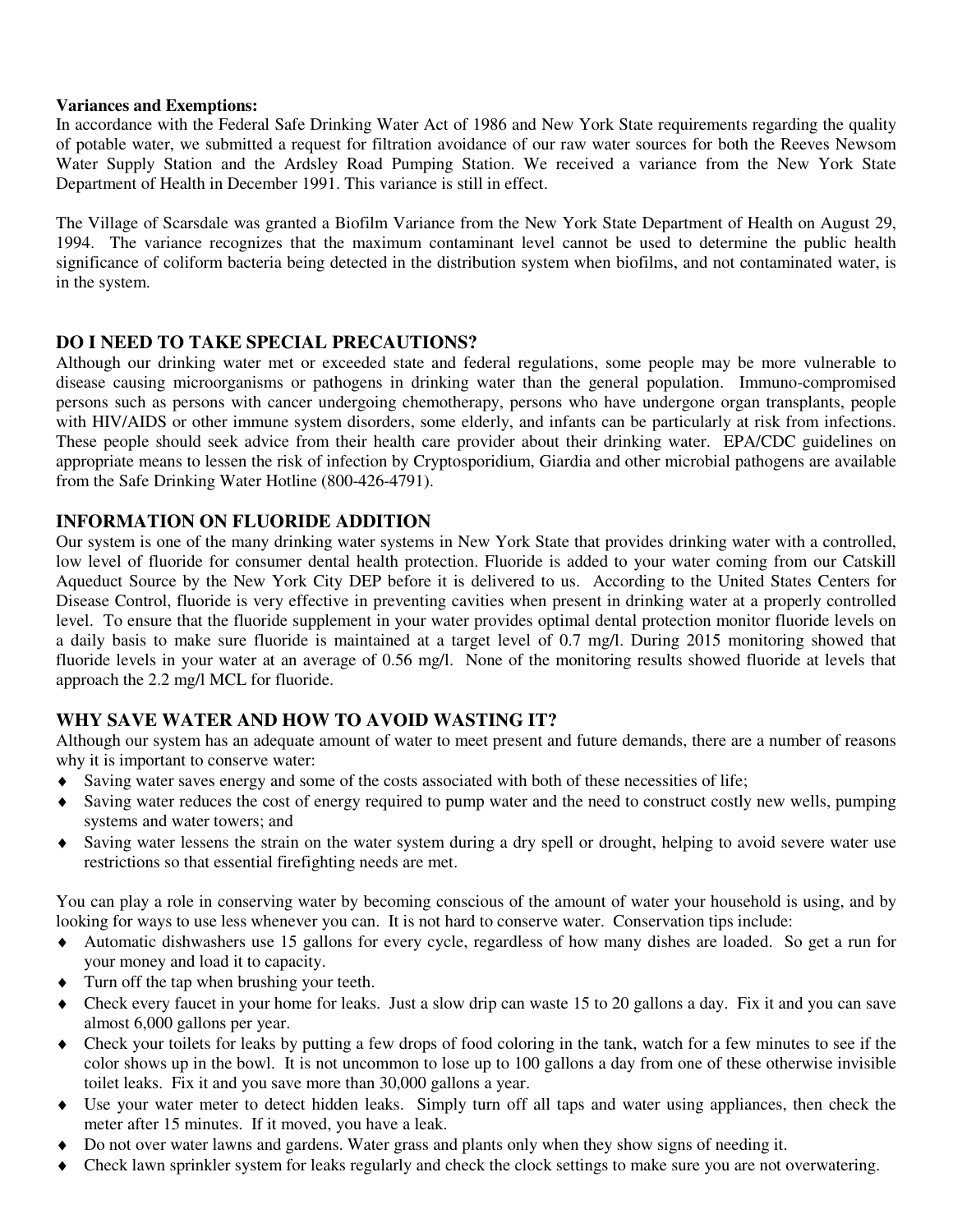**Variances and Exemptions:**
In accordance with the Federal Safe Drinking Water Act of 1986 and New York State requirements regarding the quality of potable water, we submitted a request for filtration avoidance of our raw water sources for both the Reeves Newsom Water Supply Station and the Ardsley Road Pumping Station. We received a variance from the New York State Department of Health in December 1991. This variance is still in effect.

The Village of Scarsdale was granted a Biofilm Variance from the New York State Department of Health on August 29, 1994. The variance recognizes that the maximum contaminant level cannot be used to determine the public health significance of coliform bacteria being detected in the distribution system when biofilms, and not contaminated water, is in the system.

## DO I NEED TO TAKE SPECIAL PRECAUTIONS?

Although our drinking water met or exceeded state and federal regulations, some people may be more vulnerable to disease causing microorganisms or pathogens in drinking water than the general population. Immuno-compromised persons such as persons with cancer undergoing chemotherapy, persons who have undergone organ transplants, people with HIV/AIDS or other immune system disorders, some elderly, and infants can be particularly at risk from infections. These people should seek advice from their health care provider about their drinking water. EPA/CDC guidelines on appropriate means to lessen the risk of infection by Cryptosporidium, Giardia and other microbial pathogens are available from the Safe Drinking Water Hotline (800-426-4791).

## INFORMATION ON FLUORIDE ADDITION

Our system is one of the many drinking water systems in New York State that provides drinking water with a controlled, low level of fluoride for consumer dental health protection. Fluoride is added to your water coming from our Catskill Aqueduct Source by the New York City DEP before it is delivered to us. According to the United States Centers for Disease Control, fluoride is very effective in preventing cavities when present in drinking water at a properly controlled level. To ensure that the fluoride supplement in your water provides optimal dental protection monitor fluoride levels on a daily basis to make sure fluoride is maintained at a target level of 0.7 mg/l. During 2015 monitoring showed that fluoride levels in your water at an average of 0.56 mg/l. None of the monitoring results showed fluoride at levels that approach the 2.2 mg/l MCL for fluoride.

## WHY SAVE WATER AND HOW TO AVOID WASTING IT?

Although our system has an adequate amount of water to meet present and future demands, there are a number of reasons why it is important to conserve water:

- Saving water saves energy and some of the costs associated with both of these necessities of life;
- Saving water reduces the cost of energy required to pump water and the need to construct costly new wells, pumping systems and water towers; and
- Saving water lessens the strain on the water system during a dry spell or drought, helping to avoid severe water use restrictions so that essential firefighting needs are met.

You can play a role in conserving water by becoming conscious of the amount of water your household is using, and by looking for ways to use less whenever you can. It is not hard to conserve water. Conservation tips include:

- Automatic dishwashers use 15 gallons for every cycle, regardless of how many dishes are loaded. So get a run for your money and load it to capacity.
- Turn off the tap when brushing your teeth.
- Check every faucet in your home for leaks. Just a slow drip can waste 15 to 20 gallons a day. Fix it and you can save almost 6,000 gallons per year.
- Check your toilets for leaks by putting a few drops of food coloring in the tank, watch for a few minutes to see if the color shows up in the bowl. It is not uncommon to lose up to 100 gallons a day from one of these otherwise invisible toilet leaks. Fix it and you save more than 30,000 gallons a year.
- Use your water meter to detect hidden leaks. Simply turn off all taps and water using appliances, then check the meter after 15 minutes. If it moved, you have a leak.
- Do not over water lawns and gardens. Water grass and plants only when they show signs of needing it.
- Check lawn sprinkler system for leaks regularly and check the clock settings to make sure you are not overwatering.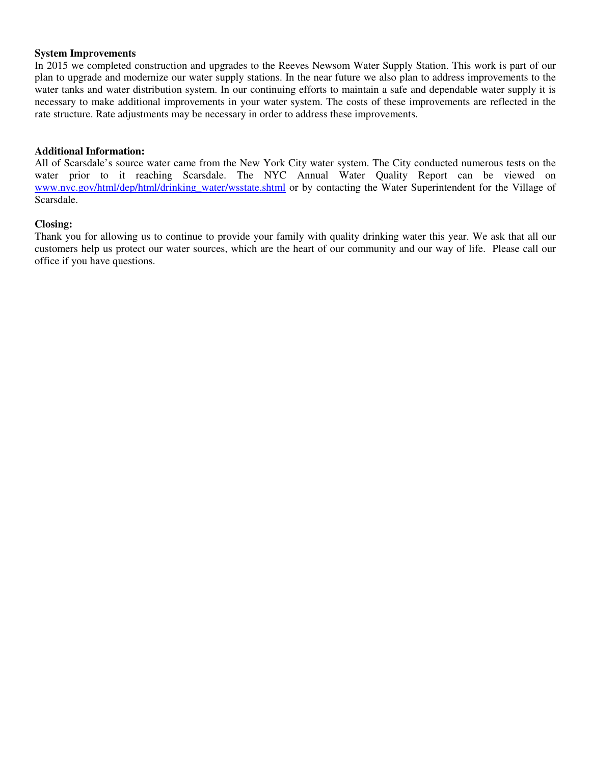**System Improvements**

In 2015 we completed construction and upgrades to the Reeves Newsom Water Supply Station. This work is part of our plan to upgrade and modernize our water supply stations. In the near future we also plan to address improvements to the water tanks and water distribution system. In our continuing efforts to maintain a safe and dependable water supply it is necessary to make additional improvements in your water system. The costs of these improvements are reflected in the rate structure. Rate adjustments may be necessary in order to address these improvements.

**Additional Information:**

All of Scarsdale's source water came from the New York City water system. The City conducted numerous tests on the water prior to it reaching Scarsdale. The NYC Annual Water Quality Report can be viewed on www.nyc.gov/html/dep/html/drinking_water/wsstate.shtml or by contacting the Water Superintendent for the Village of Scarsdale.

**Closing:**

Thank you for allowing us to continue to provide your family with quality drinking water this year. We ask that all our customers help us protect our water sources, which are the heart of our community and our way of life. Please call our office if you have questions.